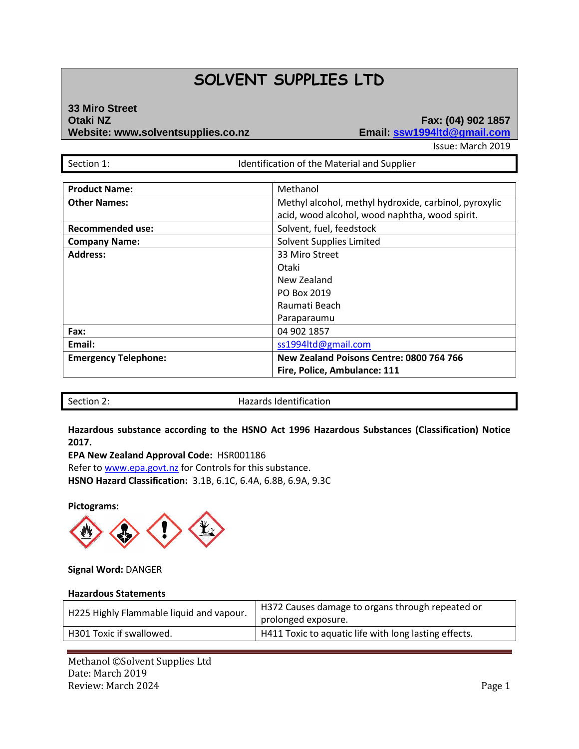# SOLVENT SUPPLIES LTD

**33 Miro Street**
**Otaki NZ**
**Website: www.solventsupplies.co.nz**

**Fax: (04) 902 1857**
**Email: ssw1994ltd@gmail.com**

Issue: March 2019

## Section 1: Identification of the Material and Supplier

| | |
|---|---|
| **Product Name:** | Methanol |
| **Other Names:** | Methyl alcohol, methyl hydroxide, carbinol, pyroxylic acid, wood alcohol, wood naphtha, wood spirit. |
| **Recommended use:** | Solvent, fuel, feedstock |
| **Company Name:** | Solvent Supplies Limited |
| **Address:** | 33 Miro Street<br>Otaki<br>New Zealand<br>PO Box 2019<br>Raumati Beach<br>Paraparaumu |
| **Fax:** | 04 902 1857 |
| **Email:** | ss1994ltd@gmail.com |
| **Emergency Telephone:** | **New Zealand Poisons Centre: 0800 764 766**<br>**Fire, Police, Ambulance: 111** |

## Section 2: Hazards Identification

**Hazardous substance according to the HSNO Act 1996 Hazardous Substances (Classification) Notice 2017.**

**EPA New Zealand Approval Code:** HSR001186

Refer to www.epa.govt.nz for Controls for this substance.

**HSNO Hazard Classification:** 3.1B, 6.1C, 6.4A, 6.8B, 6.9A, 9.3C

**Pictograms:**

**Signal Word:** DANGER

**Hazardous Statements**

| | |
|---|---|
| H225 Highly Flammable liquid and vapour. | H372 Causes damage to organs through repeated or prolonged exposure. |
| H301 Toxic if swallowed. | H411 Toxic to aquatic life with long lasting effects. |

Methanol ©Solvent Supplies Ltd
Date: March 2019
Review: March 2024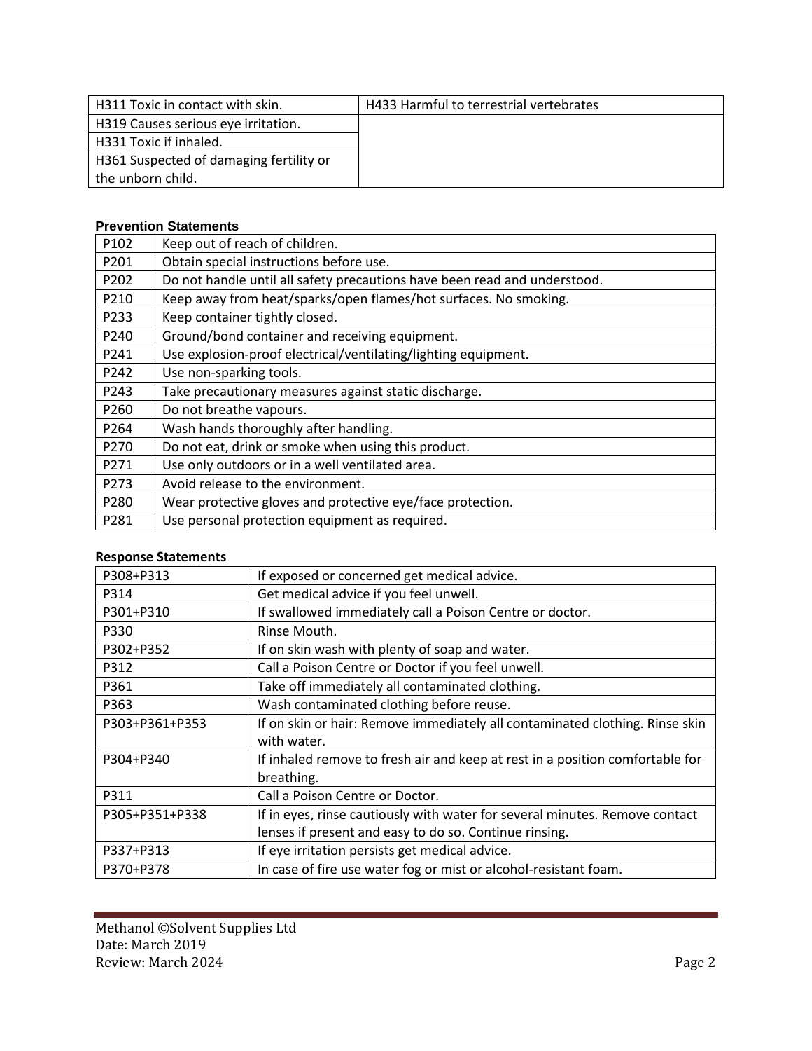| H311 Toxic in contact with skin. | H433 Harmful to terrestrial vertebrates |
| --- | --- |
| H319 Causes serious eye irritation. | |
| H331 Toxic if inhaled. | |
| H361 Suspected of damaging fertility or the unborn child. | |

**Prevention Statements**

| P102 | Keep out of reach of children. |
| --- | --- |
| P201 | Obtain special instructions before use. |
| P202 | Do not handle until all safety precautions have been read and understood. |
| P210 | Keep away from heat/sparks/open flames/hot surfaces. No smoking. |
| P233 | Keep container tightly closed. |
| P240 | Ground/bond container and receiving equipment. |
| P241 | Use explosion-proof electrical/ventilating/lighting equipment. |
| P242 | Use non-sparking tools. |
| P243 | Take precautionary measures against static discharge. |
| P260 | Do not breathe vapours. |
| P264 | Wash hands thoroughly after handling. |
| P270 | Do not eat, drink or smoke when using this product. |
| P271 | Use only outdoors or in a well ventilated area. |
| P273 | Avoid release to the environment. |
| P280 | Wear protective gloves and protective eye/face protection. |
| P281 | Use personal protection equipment as required. |

**Response Statements**

| P308+P313 | If exposed or concerned get medical advice. |
| --- | --- |
| P314 | Get medical advice if you feel unwell. |
| P301+P310 | If swallowed immediately call a Poison Centre or doctor. |
| P330 | Rinse Mouth. |
| P302+P352 | If on skin wash with plenty of soap and water. |
| P312 | Call a Poison Centre or Doctor if you feel unwell. |
| P361 | Take off immediately all contaminated clothing. |
| P363 | Wash contaminated clothing before reuse. |
| P303+P361+P353 | If on skin or hair: Remove immediately all contaminated clothing. Rinse skin with water. |
| P304+P340 | If inhaled remove to fresh air and keep at rest in a position comfortable for breathing. |
| P311 | Call a Poison Centre or Doctor. |
| P305+P351+P338 | If in eyes, rinse cautiously with water for several minutes. Remove contact lenses if present and easy to do so. Continue rinsing. |
| P337+P313 | If eye irritation persists get medical advice. |
| P370+P378 | In case of fire use water fog or mist or alcohol-resistant foam. |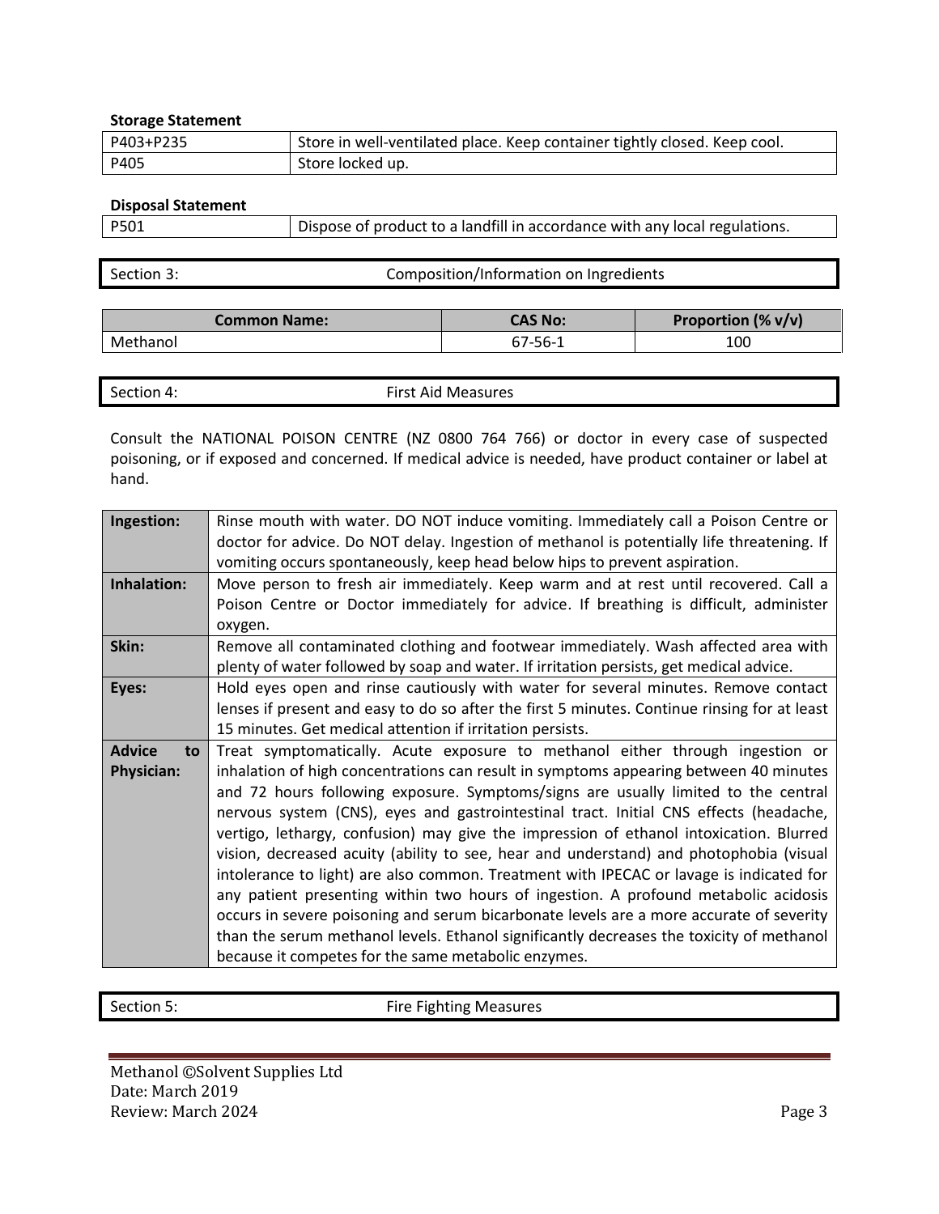**Storage Statement**

| | |
|---|---|
| P403+P235 | Store in well-ventilated place. Keep container tightly closed. Keep cool. |
| P405 | Store locked up. |

**Disposal Statement**

| | |
|---|---|
| P501 | Dispose of product to a landfill in accordance with any local regulations. |

## Section 3: Composition/Information on Ingredients

| Common Name: | CAS No: | Proportion (% v/v) |
|---|---|---|
| Methanol | 67-56-1 | 100 |

## Section 4: First Aid Measures

Consult the NATIONAL POISON CENTRE (NZ 0800 764 766) or doctor in every case of suspected poisoning, or if exposed and concerned. If medical advice is needed, have product container or label at hand.

| | |
|---|---|
| **Ingestion:** | Rinse mouth with water. DO NOT induce vomiting. Immediately call a Poison Centre or doctor for advice. Do NOT delay. Ingestion of methanol is potentially life threatening. If vomiting occurs spontaneously, keep head below hips to prevent aspiration. |
| **Inhalation:** | Move person to fresh air immediately. Keep warm and at rest until recovered. Call a Poison Centre or Doctor immediately for advice. If breathing is difficult, administer oxygen. |
| **Skin:** | Remove all contaminated clothing and footwear immediately. Wash affected area with plenty of water followed by soap and water. If irritation persists, get medical advice. |
| **Eyes:** | Hold eyes open and rinse cautiously with water for several minutes. Remove contact lenses if present and easy to do so after the first 5 minutes. Continue rinsing for at least 15 minutes. Get medical attention if irritation persists. |
| **Advice to Physician:** | Treat symptomatically. Acute exposure to methanol either through ingestion or inhalation of high concentrations can result in symptoms appearing between 40 minutes and 72 hours following exposure. Symptoms/signs are usually limited to the central nervous system (CNS), eyes and gastrointestinal tract. Initial CNS effects (headache, vertigo, lethargy, confusion) may give the impression of ethanol intoxication. Blurred vision, decreased acuity (ability to see, hear and understand) and photophobia (visual intolerance to light) are also common. Treatment with IPECAC or lavage is indicated for any patient presenting within two hours of ingestion. A profound metabolic acidosis occurs in severe poisoning and serum bicarbonate levels are a more accurate of severity than the serum methanol levels. Ethanol significantly decreases the toxicity of methanol because it competes for the same metabolic enzymes. |

## Section 5: Fire Fighting Measures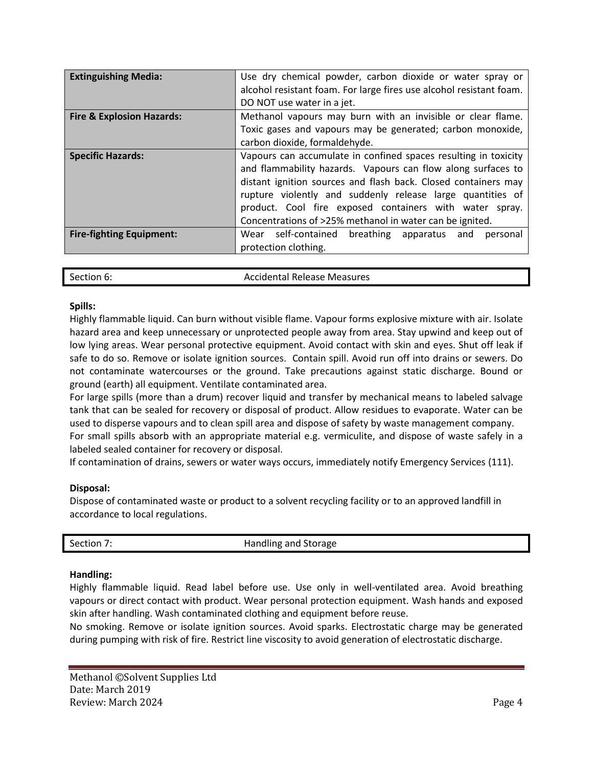| | |
|---|---|
| **Extinguishing Media:** | Use dry chemical powder, carbon dioxide or water spray or alcohol resistant foam. For large fires use alcohol resistant foam. DO NOT use water in a jet. |
| **Fire & Explosion Hazards:** | Methanol vapours may burn with an invisible or clear flame. Toxic gases and vapours may be generated; carbon monoxide, carbon dioxide, formaldehyde. |
| **Specific Hazards:** | Vapours can accumulate in confined spaces resulting in toxicity and flammability hazards. Vapours can flow along surfaces to distant ignition sources and flash back. Closed containers may rupture violently and suddenly release large quantities of product. Cool fire exposed containers with water spray. Concentrations of >25% methanol in water can be ignited. |
| **Fire-fighting Equipment:** | Wear self-contained breathing apparatus and personal protection clothing. |

## Section 6: Accidental Release Measures

**Spills:**

Highly flammable liquid. Can burn without visible flame. Vapour forms explosive mixture with air. Isolate hazard area and keep unnecessary or unprotected people away from area. Stay upwind and keep out of low lying areas. Wear personal protective equipment. Avoid contact with skin and eyes. Shut off leak if safe to do so. Remove or isolate ignition sources. Contain spill. Avoid run off into drains or sewers. Do not contaminate watercourses or the ground. Take precautions against static discharge. Bound or ground (earth) all equipment. Ventilate contaminated area.

For large spills (more than a drum) recover liquid and transfer by mechanical means to labeled salvage tank that can be sealed for recovery or disposal of product. Allow residues to evaporate. Water can be used to disperse vapours and to clean spill area and dispose of safety by waste management company.

For small spills absorb with an appropriate material e.g. vermiculite, and dispose of waste safely in a labeled sealed container for recovery or disposal.

If contamination of drains, sewers or water ways occurs, immediately notify Emergency Services (111).

**Disposal:**

Dispose of contaminated waste or product to a solvent recycling facility or to an approved landfill in accordance to local regulations.

## Section 7: Handling and Storage

**Handling:**

Highly flammable liquid. Read label before use. Use only in well-ventilated area. Avoid breathing vapours or direct contact with product. Wear personal protection equipment. Wash hands and exposed skin after handling. Wash contaminated clothing and equipment before reuse.

No smoking. Remove or isolate ignition sources. Avoid sparks. Electrostatic charge may be generated during pumping with risk of fire. Restrict line viscosity to avoid generation of electrostatic discharge.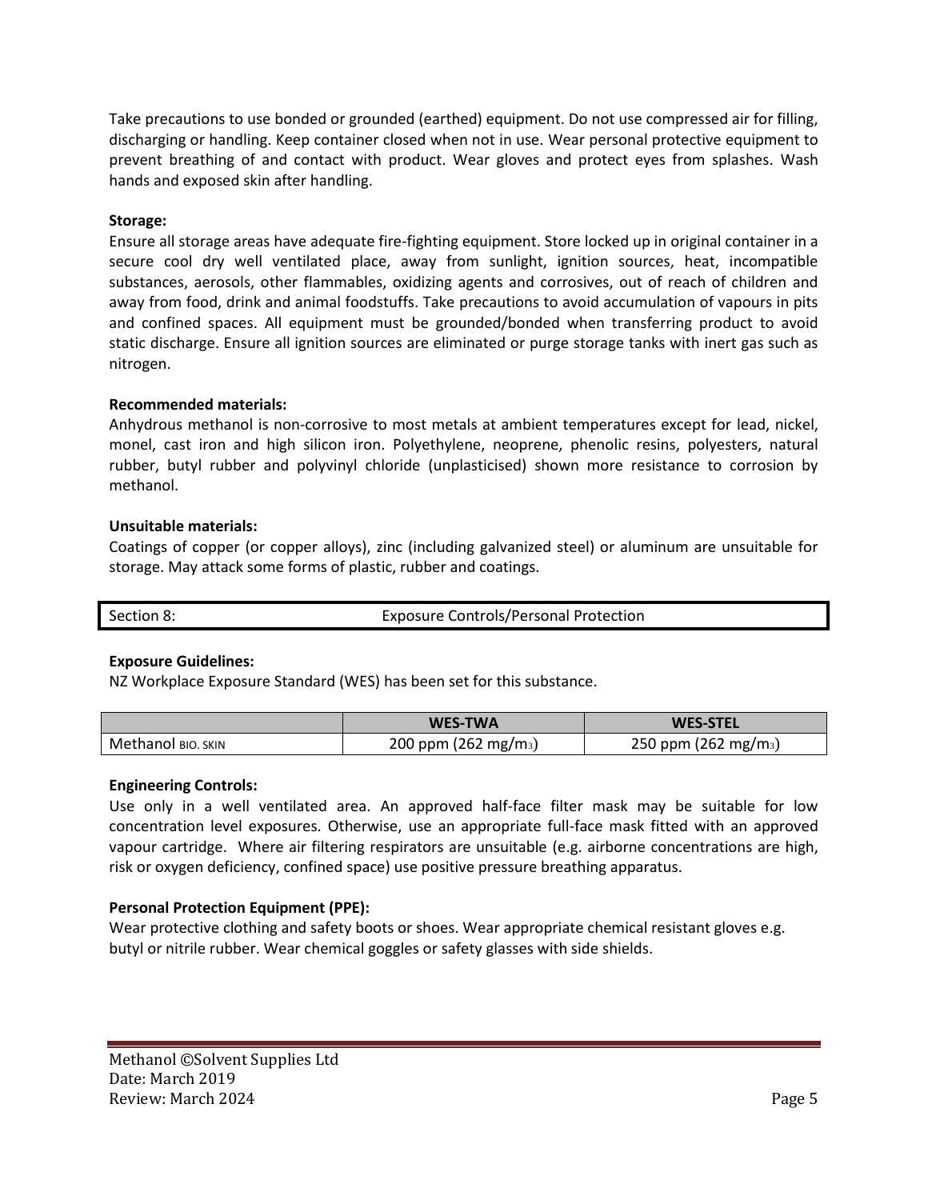Take precautions to use bonded or grounded (earthed) equipment. Do not use compressed air for filling, discharging or handling. Keep container closed when not in use. Wear personal protective equipment to prevent breathing of and contact with product. Wear gloves and protect eyes from splashes. Wash hands and exposed skin after handling.

**Storage:**
Ensure all storage areas have adequate fire-fighting equipment. Store locked up in original container in a secure cool dry well ventilated place, away from sunlight, ignition sources, heat, incompatible substances, aerosols, other flammables, oxidizing agents and corrosives, out of reach of children and away from food, drink and animal foodstuffs. Take precautions to avoid accumulation of vapours in pits and confined spaces. All equipment must be grounded/bonded when transferring product to avoid static discharge. Ensure all ignition sources are eliminated or purge storage tanks with inert gas such as nitrogen.

**Recommended materials:**
Anhydrous methanol is non-corrosive to most metals at ambient temperatures except for lead, nickel, monel, cast iron and high silicon iron. Polyethylene, neoprene, phenolic resins, polyesters, natural rubber, butyl rubber and polyvinyl chloride (unplasticised) shown more resistance to corrosion by methanol.

**Unsuitable materials:**
Coatings of copper (or copper alloys), zinc (including galvanized steel) or aluminum are unsuitable for storage. May attack some forms of plastic, rubber and coatings.

| Section 8: | Exposure Controls/Personal Protection |
|---|---|

**Exposure Guidelines:**
NZ Workplace Exposure Standard (WES) has been set for this substance.

| | WES-TWA | WES-STEL |
|---|---|---|
| Methanol BIO. SKIN | 200 ppm (262 $mg/m_3$) | 250 ppm (262 $mg/m_3$) |

**Engineering Controls:**
Use only in a well ventilated area. An approved half-face filter mask may be suitable for low concentration level exposures. Otherwise, use an appropriate full-face mask fitted with an approved vapour cartridge. Where air filtering respirators are unsuitable (e.g. airborne concentrations are high, risk or oxygen deficiency, confined space) use positive pressure breathing apparatus.

**Personal Protection Equipment (PPE):**
Wear protective clothing and safety boots or shoes. Wear appropriate chemical resistant gloves e.g. butyl or nitrile rubber. Wear chemical goggles or safety glasses with side shields.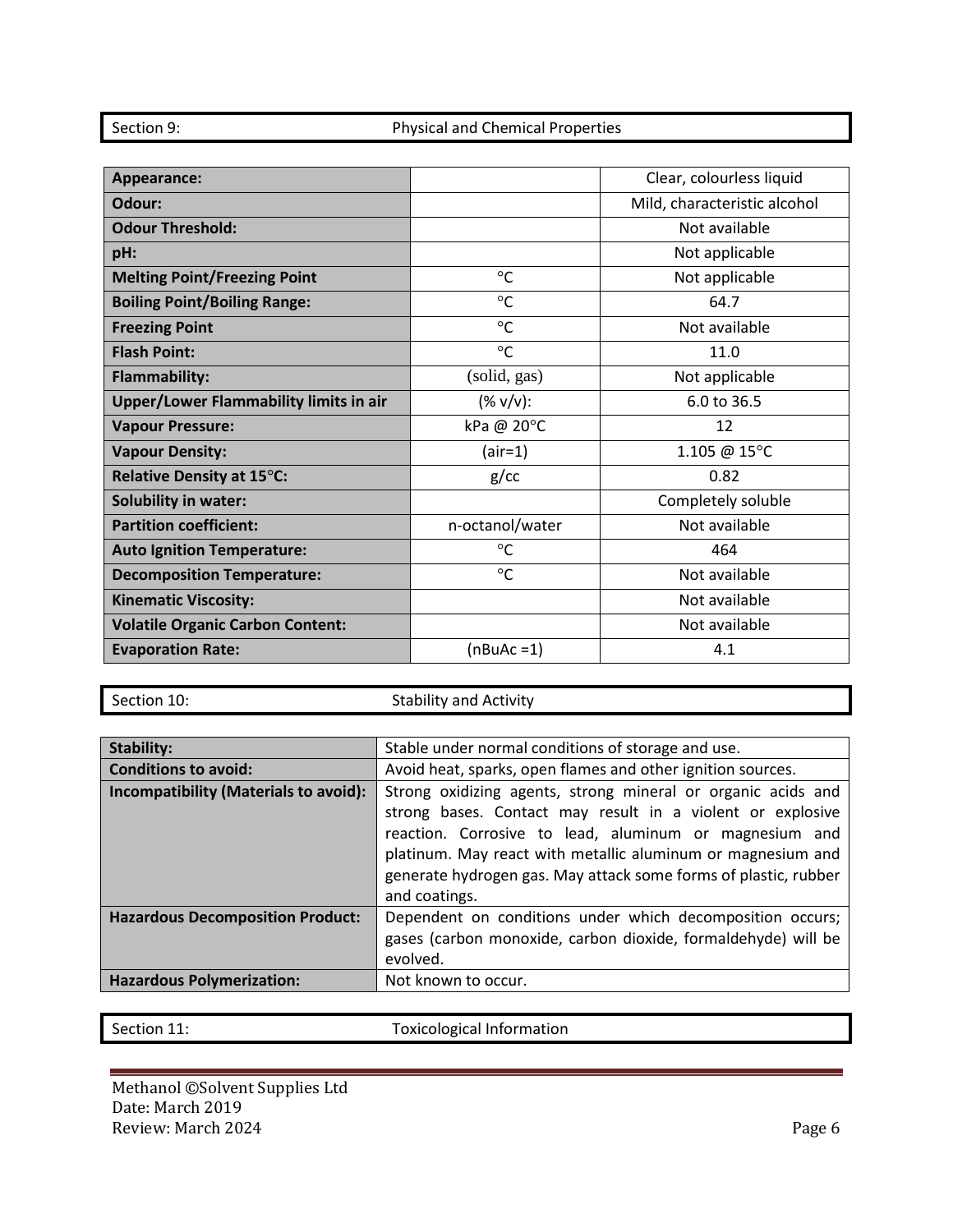## Section 9: Physical and Chemical Properties

| Appearance: | | Clear, colourless liquid |
|---|---|---|
| **Odour:** | | Mild, characteristic alcohol |
| **Odour Threshold:** | | Not available |
| **pH:** | | Not applicable |
| **Melting Point/Freezing Point** | °C | Not applicable |
| **Boiling Point/Boiling Range:** | °C | 64.7 |
| **Freezing Point** | °C | Not available |
| **Flash Point:** | °C | 11.0 |
| **Flammability:** | (solid, gas) | Not applicable |
| **Upper/Lower Flammability limits in air** | (% v/v): | 6.0 to 36.5 |
| **Vapour Pressure:** | kPa @ 20°C | 12 |
| **Vapour Density:** | (air=1) | 1.105 @ 15°C |
| **Relative Density at 15°C:** | g/cc | 0.82 |
| **Solubility in water:** | | Completely soluble |
| **Partition coefficient:** | n-octanol/water | Not available |
| **Auto Ignition Temperature:** | °C | 464 |
| **Decomposition Temperature:** | °C | Not available |
| **Kinematic Viscosity:** | | Not available |
| **Volatile Organic Carbon Content:** | | Not available |
| **Evaporation Rate:** | (nBuAc =1) | 4.1 |

## Section 10: Stability and Activity

| Stability: | Stable under normal conditions of storage and use. |
|---|---|
| **Conditions to avoid:** | Avoid heat, sparks, open flames and other ignition sources. |
| **Incompatibility (Materials to avoid):** | Strong oxidizing agents, strong mineral or organic acids and strong bases. Contact may result in a violent or explosive reaction. Corrosive to lead, aluminum or magnesium and platinum. May react with metallic aluminum or magnesium and generate hydrogen gas. May attack some forms of plastic, rubber and coatings. |
| **Hazardous Decomposition Product:** | Dependent on conditions under which decomposition occurs; gases (carbon monoxide, carbon dioxide, formaldehyde) will be evolved. |
| **Hazardous Polymerization:** | Not known to occur. |

## Section 11: Toxicological Information

Methanol ©Solvent Supplies Ltd
Date: March 2019
Review: March 2024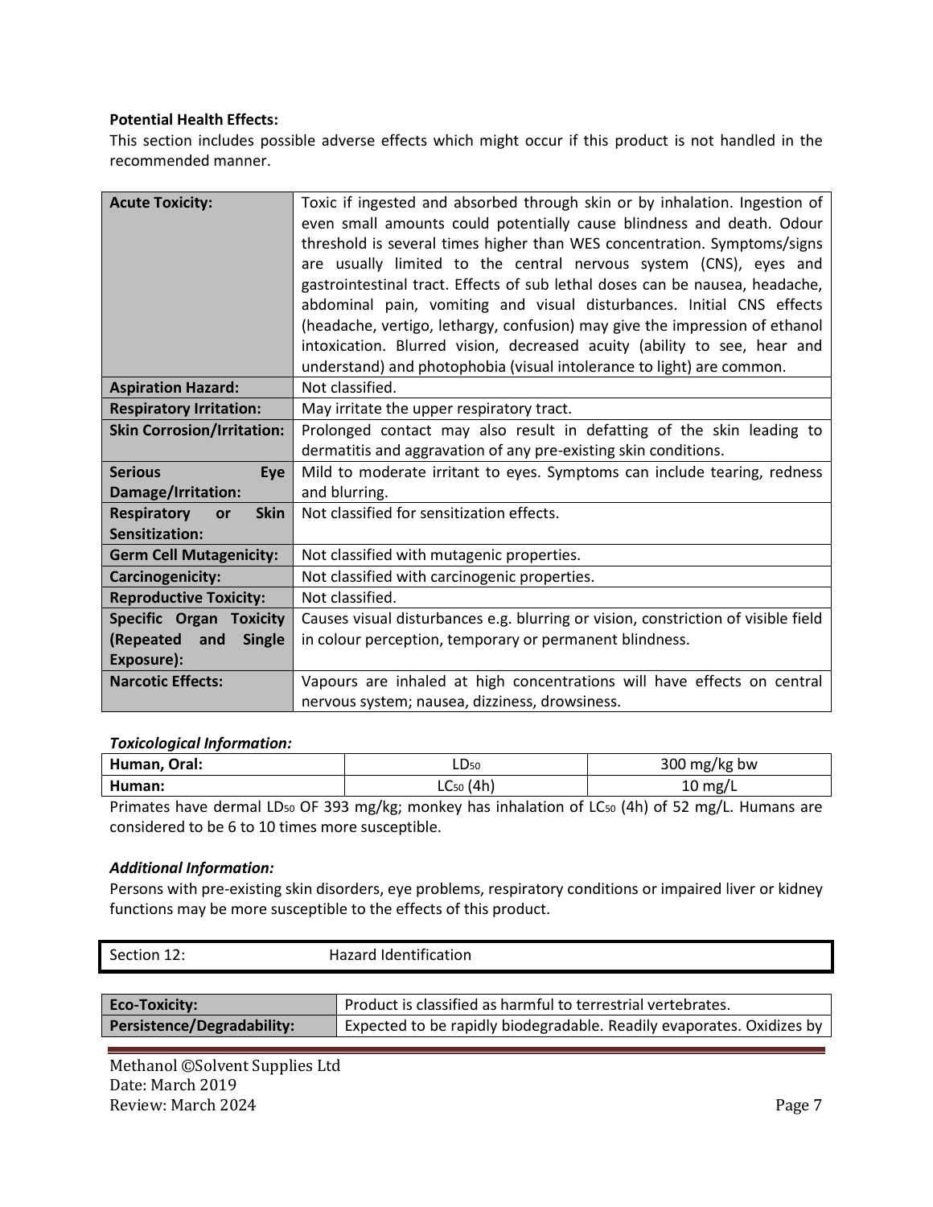**Potential Health Effects:**

This section includes possible adverse effects which might occur if this product is not handled in the recommended manner.

| | |
|---|---|
| **Acute Toxicity:** | Toxic if ingested and absorbed through skin or by inhalation. Ingestion of even small amounts could potentially cause blindness and death. Odour threshold is several times higher than WES concentration. Symptoms/signs are usually limited to the central nervous system (CNS), eyes and gastrointestinal tract. Effects of sub lethal doses can be nausea, headache, abdominal pain, vomiting and visual disturbances. Initial CNS effects (headache, vertigo, lethargy, confusion) may give the impression of ethanol intoxication. Blurred vision, decreased acuity (ability to see, hear and understand) and photophobia (visual intolerance to light) are common. |
| **Aspiration Hazard:** | Not classified. |
| **Respiratory Irritation:** | May irritate the upper respiratory tract. |
| **Skin Corrosion/Irritation:** | Prolonged contact may also result in defatting of the skin leading to dermatitis and aggravation of any pre-existing skin conditions. |
| **Serious Eye Damage/Irritation:** | Mild to moderate irritant to eyes. Symptoms can include tearing, redness and blurring. |
| **Respiratory or Skin Sensitization:** | Not classified for sensitization effects. |
| **Germ Cell Mutagenicity:** | Not classified with mutagenic properties. |
| **Carcinogenicity:** | Not classified with carcinogenic properties. |
| **Reproductive Toxicity:** | Not classified. |
| **Specific Organ Toxicity (Repeated and Single Exposure):** | Causes visual disturbances e.g. blurring or vision, constriction of visible field in colour perception, temporary or permanent blindness. |
| **Narcotic Effects:** | Vapours are inhaled at high concentrations will have effects on central nervous system; nausea, dizziness, drowsiness. |

***Toxicological Information:***

| | | |
|---|---|---|
| **Human, Oral:** | $LD_{50}$ | 300 mg/kg bw |
| **Human:** | $LC_{50}$ (4h) | 10 mg/L |

Primates have dermal $LD_{50}$ OF 393 mg/kg; monkey has inhalation of $LC_{50}$ (4h) of 52 mg/L. Humans are considered to be 6 to 10 times more susceptible.

***Additional Information:***

Persons with pre-existing skin disorders, eye problems, respiratory conditions or impaired liver or kidney functions may be more susceptible to the effects of this product.

| Section 12: | Hazard Identification |
|---|---|

| | |
|---|---|
| **Eco-Toxicity:** | Product is classified as harmful to terrestrial vertebrates. |
| **Persistence/Degradability:** | Expected to be rapidly biodegradable. Readily evaporates. Oxidizes by |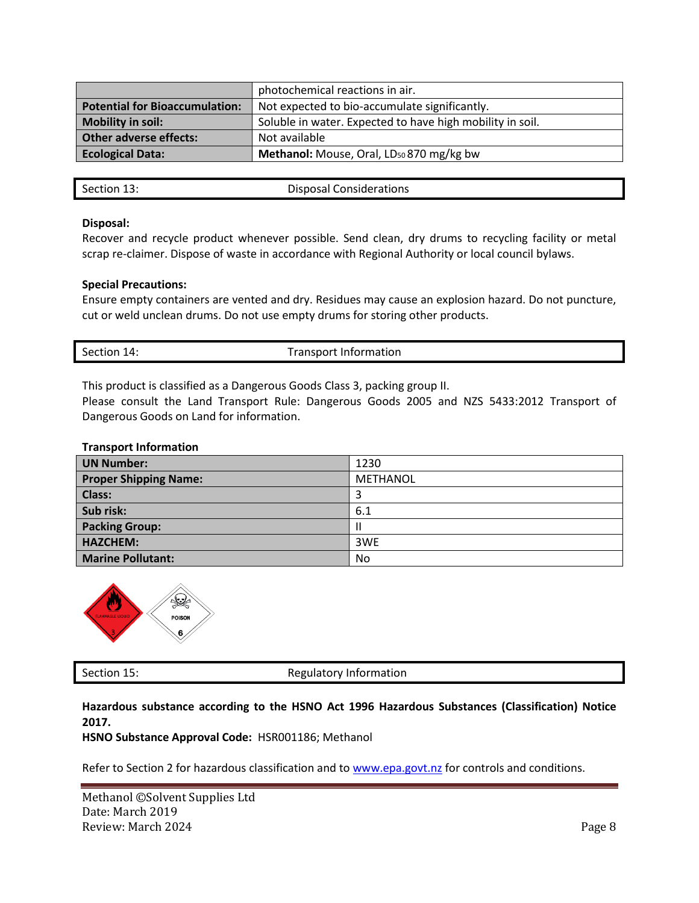| | |
|---|---|
| | photochemical reactions in air. |
| **Potential for Bioaccumulation:** | Not expected to bio-accumulate significantly. |
| **Mobility in soil:** | Soluble in water. Expected to have high mobility in soil. |
| **Other adverse effects:** | Not available |
| **Ecological Data:** | **Methanol:** Mouse, Oral, $LD_{50}$ 870 mg/kg bw |

## Section 13: Disposal Considerations

**Disposal:**
Recover and recycle product whenever possible. Send clean, dry drums to recycling facility or metal scrap re-claimer. Dispose of waste in accordance with Regional Authority or local council bylaws.

**Special Precautions:**
Ensure empty containers are vented and dry. Residues may cause an explosion hazard. Do not puncture, cut or weld unclean drums. Do not use empty drums for storing other products.

## Section 14: Transport Information

This product is classified as a Dangerous Goods Class 3, packing group II.
Please consult the Land Transport Rule: Dangerous Goods 2005 and NZS 5433:2012 Transport of Dangerous Goods on Land for information.

**Transport Information**

| | |
|---|---|
| **UN Number:** | 1230 |
| **Proper Shipping Name:** | METHANOL |
| **Class:** | 3 |
| **Sub risk:** | 6.1 |
| **Packing Group:** | II |
| **HAZCHEM:** | 3WE |
| **Marine Pollutant:** | No |

## Section 15: Regulatory Information

**Hazardous substance according to the HSNO Act 1996 Hazardous Substances (Classification) Notice 2017.**
**HSNO Substance Approval Code:** HSR001186; Methanol

Refer to Section 2 for hazardous classification and to www.epa.govt.nz for controls and conditions.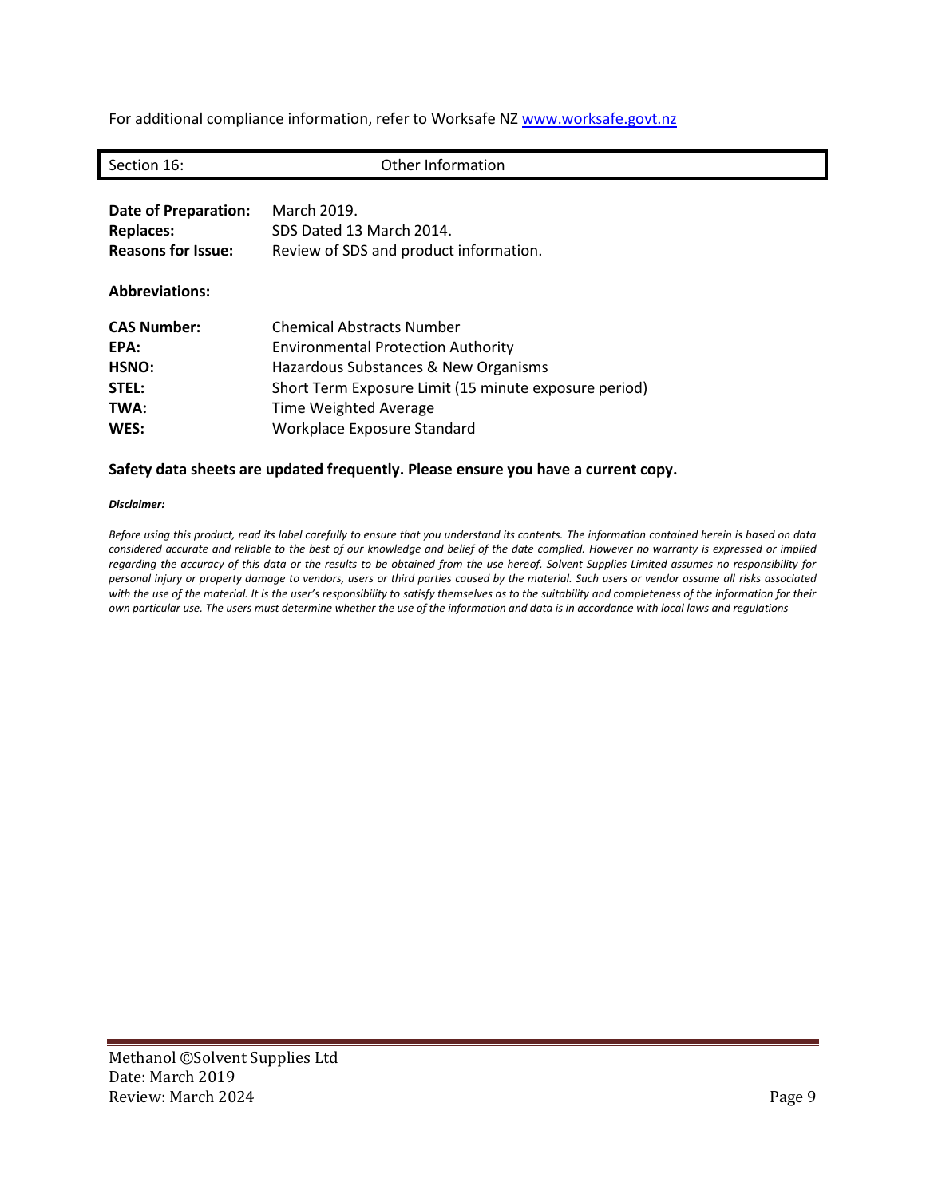For additional compliance information, refer to Worksafe NZ [www.worksafe.govt.nz](http://www.worksafe.govt.nz)

## Section 16: Other Information

**Date of Preparation:** March 2019.
**Replaces:** SDS Dated 13 March 2014.
**Reasons for Issue:** Review of SDS and product information.

**Abbreviations:**

| | |
|---|---|
| **CAS Number:** | Chemical Abstracts Number |
| **EPA:** | Environmental Protection Authority |
| **HSNO:** | Hazardous Substances & New Organisms |
| **STEL:** | Short Term Exposure Limit (15 minute exposure period) |
| **TWA:** | Time Weighted Average |
| **WES:** | Workplace Exposure Standard |

**Safety data sheets are updated frequently. Please ensure you have a current copy.**

***Disclaimer:***

*Before using this product, read its label carefully to ensure that you understand its contents. The information contained herein is based on data considered accurate and reliable to the best of our knowledge and belief of the date complied. However no warranty is expressed or implied regarding the accuracy of this data or the results to be obtained from the use hereof. Solvent Supplies Limited assumes no responsibility for personal injury or property damage to vendors, users or third parties caused by the material. Such users or vendor assume all risks associated with the use of the material. It is the user's responsibility to satisfy themselves as to the suitability and completeness of the information for their own particular use. The users must determine whether the use of the information and data is in accordance with local laws and regulations*